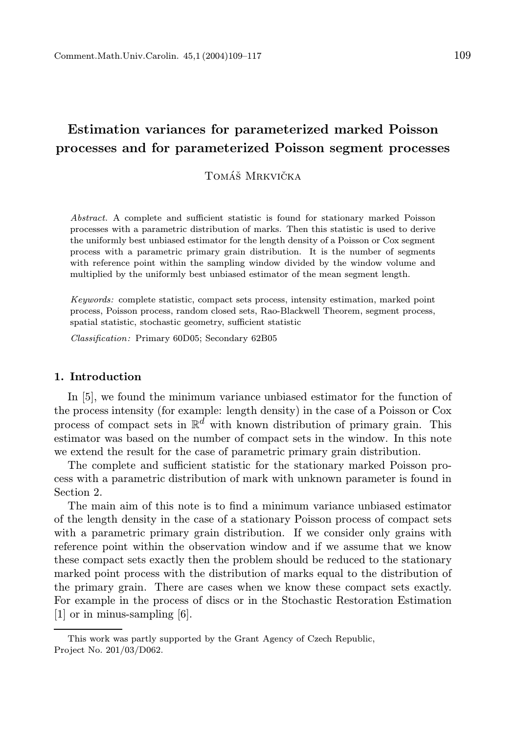# Estimation variances for parameterized marked Poisson processes and for parameterized Poisson segment processes

Tomáš Mrkvička

*Abstract.* A complete and sufficient statistic is found for stationary marked Poisson processes with a parametric distribution of marks. Then this statistic is used to derive the uniformly best unbiased estimator for the length density of a Poisson or Cox segment process with a parametric primary grain distribution. It is the number of segments with reference point within the sampling window divided by the window volume and multiplied by the uniformly best unbiased estimator of the mean segment length.

*Keywords:* complete statistic, compact sets process, intensity estimation, marked point process, Poisson process, random closed sets, Rao-Blackwell Theorem, segment process, spatial statistic, stochastic geometry, sufficient statistic

*Classification:* Primary 60D05; Secondary 62B05

## 1. Introduction

In [5], we found the minimum variance unbiased estimator for the function of the process intensity (for example: length density) in the case of a Poisson or Cox process of compact sets in $\mathbb{R}^d$ with known distribution of primary grain. This estimator was based on the number of compact sets in the window. In this note we extend the result for the case of parametric primary grain distribution.

The complete and sufficient statistic for the stationary marked Poisson process with a parametric distribution of mark with unknown parameter is found in Section 2.

The main aim of this note is to find a minimum variance unbiased estimator of the length density in the case of a stationary Poisson process of compact sets with a parametric primary grain distribution. If we consider only grains with reference point within the observation window and if we assume that we know these compact sets exactly then the problem should be reduced to the stationary marked point process with the distribution of marks equal to the distribution of the primary grain. There are cases when we know these compact sets exactly. For example in the process of discs or in the Stochastic Restoration Estimation [1] or in minus-sampling [6].

This work was partly supported by the Grant Agency of Czech Republic, Project No. 201/03/D062.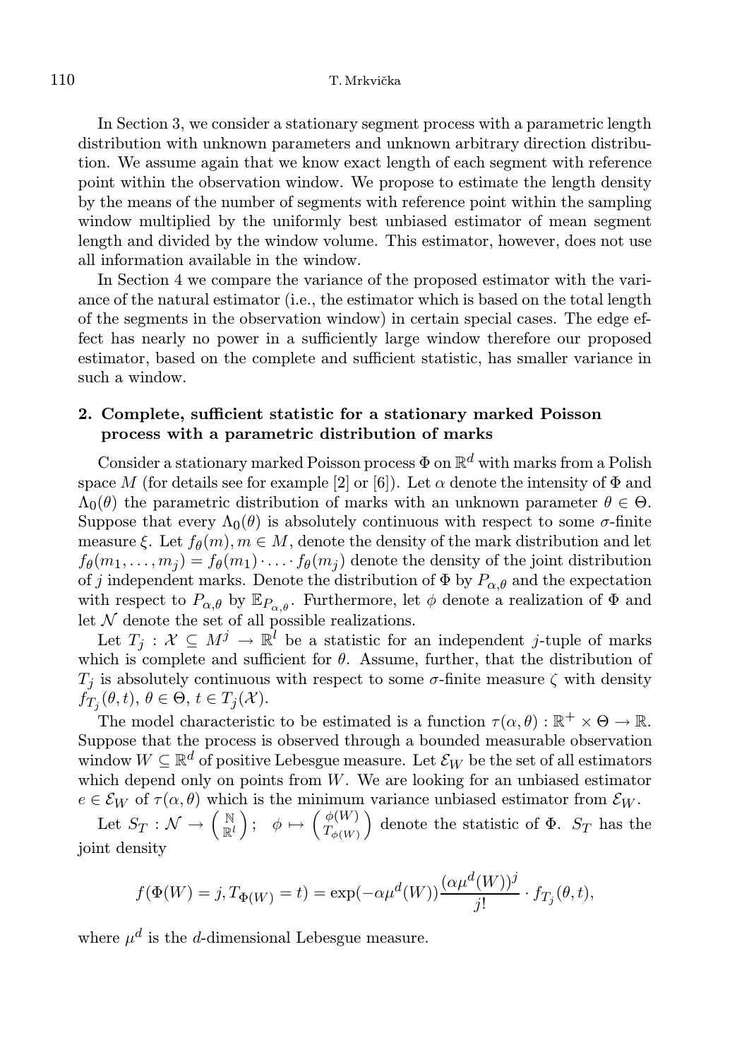In Section 3, we consider a stationary segment process with a parametric length distribution with unknown parameters and unknown arbitrary direction distribution. We assume again that we know exact length of each segment with reference point within the observation window. We propose to estimate the length density by the means of the number of segments with reference point within the sampling window multiplied by the uniformly best unbiased estimator of mean segment length and divided by the window volume. This estimator, however, does not use all information available in the window.

In Section 4 we compare the variance of the proposed estimator with the variance of the natural estimator (i.e., the estimator which is based on the total length of the segments in the observation window) in certain special cases. The edge effect has nearly no power in a sufficiently large window therefore our proposed estimator, based on the complete and sufficient statistic, has smaller variance in such a window.

## 2. Complete, sufficient statistic for a stationary marked Poisson process with a parametric distribution of marks

Consider a stationary marked Poisson process $\Phi$ on $\mathbb{R}^d$ with marks from a Polish space $M$ (for details see for example [2] or [6]). Let $\alpha$ denote the intensity of $\Phi$ and $\Lambda_0(\theta)$ the parametric distribution of marks with an unknown parameter $\theta \in \Theta$. Suppose that every $\Lambda_0(\theta)$ is absolutely continuous with respect to some $\sigma$-finite measure $\xi$. Let $f_\theta(m), m \in M$, denote the density of the mark distribution and let $f_\theta(m_1, \ldots, m_j) = f_\theta(m_1) \cdot \ldots \cdot f_\theta(m_j)$ denote the density of the joint distribution of $j$ independent marks. Denote the distribution of $\Phi$ by $P_{\alpha,\theta}$ and the expectation with respect to $P_{\alpha,\theta}$ by $\mathbb{E}_{P_{\alpha,\theta}}$. Furthermore, let $\phi$ denote a realization of $\Phi$ and let $\mathcal{N}$ denote the set of all possible realizations.

Let $T_j : \mathcal{X} \subseteq M^j \to \mathbb{R}^l$ be a statistic for an independent $j$-tuple of marks which is complete and sufficient for $\theta$. Assume, further, that the distribution of $T_j$ is absolutely continuous with respect to some $\sigma$-finite measure $\zeta$ with density $f_{T_j}(\theta, t)$, $\theta \in \Theta$, $t \in T_j(\mathcal{X})$.

The model characteristic to be estimated is a function $\tau(\alpha, \theta) : \mathbb{R}^+ \times \Theta \to \mathbb{R}$. Suppose that the process is observed through a bounded measurable observation window $W \subseteq \mathbb{R}^d$ of positive Lebesgue measure. Let $\mathcal{E}_W$ be the set of all estimators which depend only on points from $W$. We are looking for an unbiased estimator $e \in \mathcal{E}_W$ of $\tau(\alpha, \theta)$ which is the minimum variance unbiased estimator from $\mathcal{E}_W$.

Let $S_T : \mathcal{N} \to \binom{\mathbb{N}}{\mathbb{R}^l}$; $\quad \phi \mapsto \binom{\phi(W)}{T_{\phi(W)}}$ denote the statistic of $\Phi$. $S_T$ has the joint density

$$f(\Phi(W) = j, T_{\Phi(W)} = t) = \exp(-\alpha \mu^d(W)) \frac{(\alpha \mu^d(W))^j}{j!} \cdot f_{T_j}(\theta, t),$$

where $\mu^d$ is the $d$-dimensional Lebesgue measure.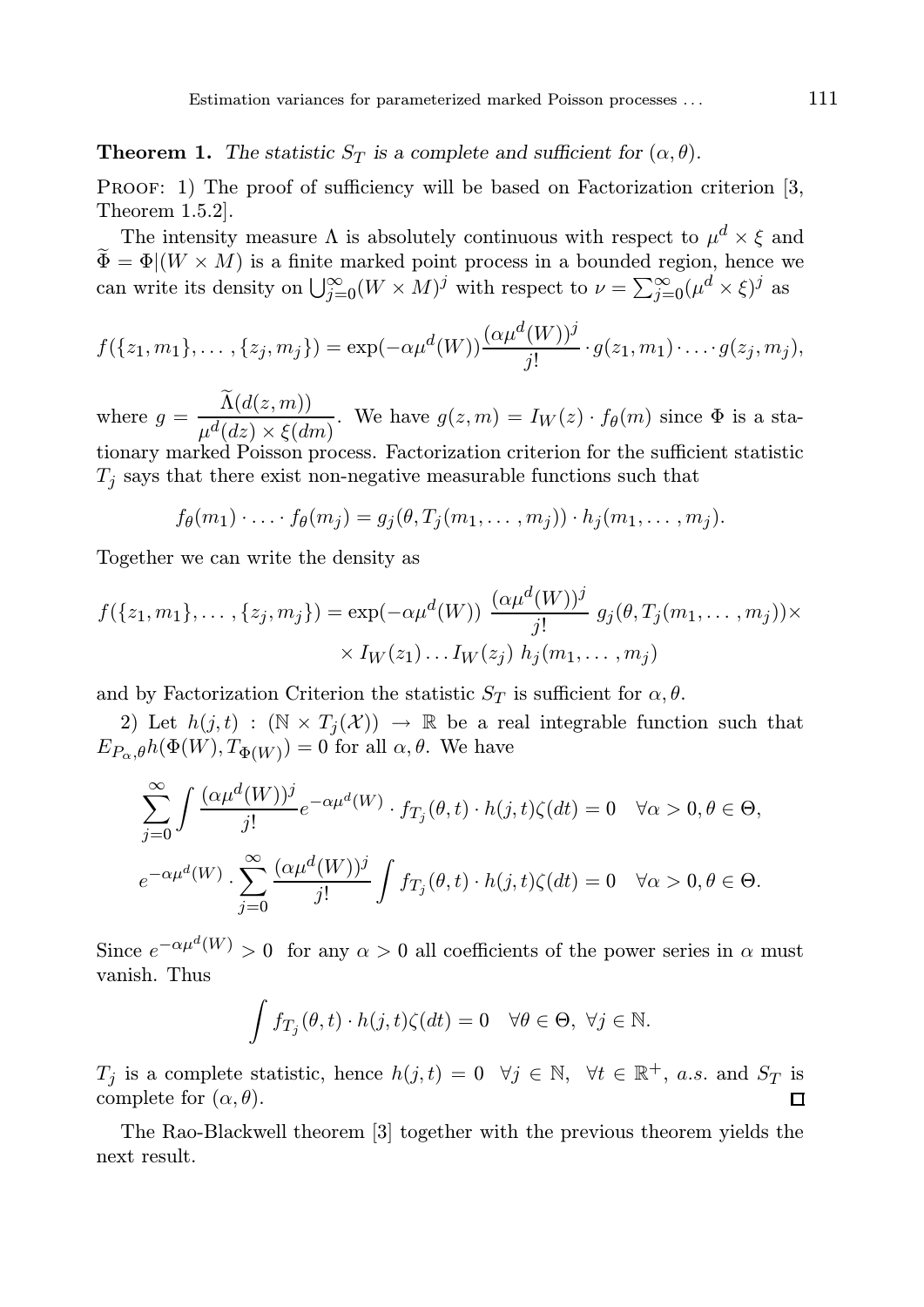**Theorem 1.** *The statistic $S_T$ is a complete and sufficient for $(\alpha, \theta)$.*

Proof: 1) The proof of sufficiency will be based on Factorization criterion [3, Theorem 1.5.2].

The intensity measure $\Lambda$ is absolutely continuous with respect to $\mu^d \times \xi$ and $\widetilde{\Phi} = \Phi|(W \times M)$ is a finite marked point process in a bounded region, hence we can write its density on $\bigcup_{j=0}^{\infty}(W \times M)^j$ with respect to $\nu = \sum_{j=0}^{\infty}(\mu^d \times \xi)^j$ as

$$f(\{z_1, m_1\}, \dots, \{z_j, m_j\}) = \exp(-\alpha\mu^d(W))\frac{(\alpha\mu^d(W))^j}{j!} \cdot g(z_1, m_1) \cdot \dots \cdot g(z_j, m_j),$$

where $g = \dfrac{\widetilde{\Lambda}(d(z, m))}{\mu^d(dz) \times \xi(dm)}$. We have $g(z, m) = I_W(z) \cdot f_\theta(m)$ since $\Phi$ is a stationary marked Poisson process. Factorization criterion for the sufficient statistic $T_j$ says that there exist non-negative measurable functions such that

$$f_\theta(m_1) \cdot \dots \cdot f_\theta(m_j) = g_j(\theta, T_j(m_1, \dots, m_j)) \cdot h_j(m_1, \dots, m_j).$$

Together we can write the density as

$$f(\{z_1, m_1\}, \dots, \{z_j, m_j\}) = \exp(-\alpha\mu^d(W))\ \frac{(\alpha\mu^d(W))^j}{j!}\ g_j(\theta, T_j(m_1, \dots, m_j)) \times \\ \times I_W(z_1) \dots I_W(z_j)\ h_j(m_1, \dots, m_j)$$

and by Factorization Criterion the statistic $S_T$ is sufficient for $\alpha, \theta$.

2) Let $h(j, t) : (\mathbb{N} \times T_j(\mathcal{X})) \rightarrow \mathbb{R}$ be a real integrable function such that $E_{P_{\alpha,\theta}} h(\Phi(W), T_{\Phi(W)}) = 0$ for all $\alpha, \theta$. We have

$$\sum_{j=0}^{\infty} \int \frac{(\alpha\mu^d(W))^j}{j!} e^{-\alpha\mu^d(W)} \cdot f_{T_j}(\theta, t) \cdot h(j, t)\zeta(dt) = 0 \quad \forall \alpha > 0, \theta \in \Theta,$$

$$e^{-\alpha\mu^d(W)} \cdot \sum_{j=0}^{\infty} \frac{(\alpha\mu^d(W))^j}{j!} \int f_{T_j}(\theta, t) \cdot h(j, t)\zeta(dt) = 0 \quad \forall \alpha > 0, \theta \in \Theta.$$

Since $e^{-\alpha\mu^d(W)} > 0$ for any $\alpha > 0$ all coefficients of the power series in $\alpha$ must vanish. Thus

$$\int f_{T_j}(\theta, t) \cdot h(j, t)\zeta(dt) = 0 \quad \forall \theta \in \Theta,\ \forall j \in \mathbb{N}.$$

$T_j$ is a complete statistic, hence $h(j, t) = 0 \ \ \forall j \in \mathbb{N}, \ \ \forall t \in \mathbb{R}^+$, *a.s.* and $S_T$ is complete for $(\alpha, \theta)$. ◻

The Rao-Blackwell theorem [3] together with the previous theorem yields the next result.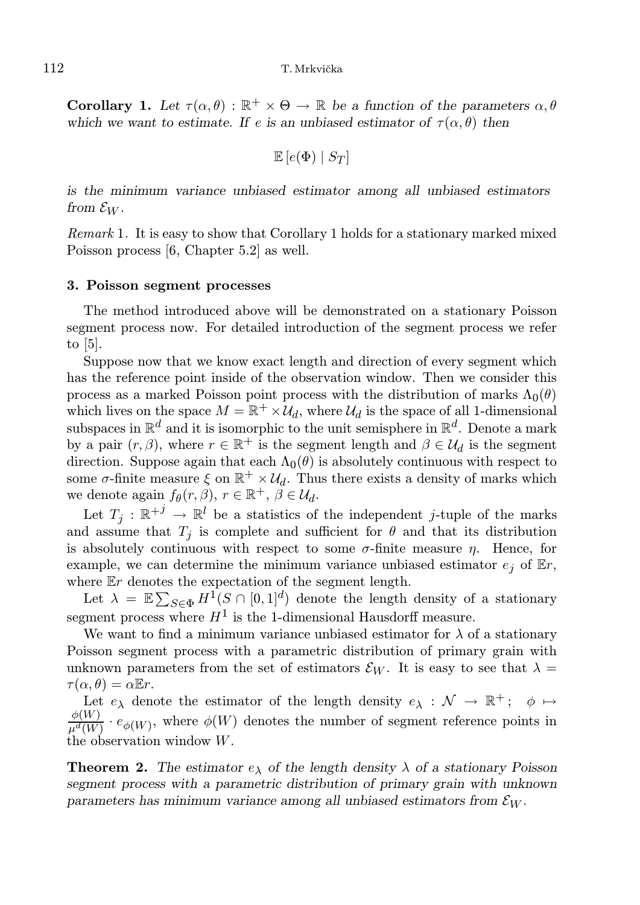**Corollary 1.** *Let $\tau(\alpha,\theta) : \mathbb{R}^+ \times \Theta \to \mathbb{R}$ be a function of the parameters $\alpha, \theta$ which we want to estimate. If $e$ is an unbiased estimator of $\tau(\alpha,\theta)$ then*

$$\mathbb{E}\left[e(\Phi) \mid S_T\right]$$

*is the minimum variance unbiased estimator among all unbiased estimators from $\mathcal{E}_W$.*

*Remark* 1. It is easy to show that Corollary 1 holds for a stationary marked mixed Poisson process [6, Chapter 5.2] as well.

### 3. Poisson segment processes

The method introduced above will be demonstrated on a stationary Poisson segment process now. For detailed introduction of the segment process we refer to [5].

Suppose now that we know exact length and direction of every segment which has the reference point inside of the observation window. Then we consider this process as a marked Poisson point process with the distribution of marks $\Lambda_0(\theta)$ which lives on the space $M = \mathbb{R}^+ \times \mathcal{U}_d$, where $\mathcal{U}_d$ is the space of all 1-dimensional subspaces in $\mathbb{R}^d$ and it is isomorphic to the unit semisphere in $\mathbb{R}^d$. Denote a mark by a pair $(r, \beta)$, where $r \in \mathbb{R}^+$ is the segment length and $\beta \in \mathcal{U}_d$ is the segment direction. Suppose again that each $\Lambda_0(\theta)$ is absolutely continuous with respect to some $\sigma$-finite measure $\xi$ on $\mathbb{R}^+ \times \mathcal{U}_d$. Thus there exists a density of marks which we denote again $f_\theta(r, \beta)$, $r \in \mathbb{R}^+$, $\beta \in \mathcal{U}_d$.

Let $T_j : \mathbb{R}^{+j} \to \mathbb{R}^l$ be a statistics of the independent $j$-tuple of the marks and assume that $T_j$ is complete and sufficient for $\theta$ and that its distribution is absolutely continuous with respect to some $\sigma$-finite measure $\eta$. Hence, for example, we can determine the minimum variance unbiased estimator $e_j$ of $\mathbb{E}r$, where $\mathbb{E}r$ denotes the expectation of the segment length.

Let $\lambda = \mathbb{E}\sum_{S\in\Phi} H^1(S \cap [0,1]^d)$ denote the length density of a stationary segment process where $H^1$ is the 1-dimensional Hausdorff measure.

We want to find a minimum variance unbiased estimator for $\lambda$ of a stationary Poisson segment process with a parametric distribution of primary grain with unknown parameters from the set of estimators $\mathcal{E}_W$. It is easy to see that $\lambda = \tau(\alpha, \theta) = \alpha \mathbb{E}r$.

Let $e_\lambda$ denote the estimator of the length density $e_\lambda : \mathcal{N} \to \mathbb{R}^+; \quad \phi \mapsto \frac{\phi(W)}{\mu^d(W)} \cdot e_{\phi(W)}$, where $\phi(W)$ denotes the number of segment reference points in the observation window $W$.

**Theorem 2.** *The estimator $e_\lambda$ of the length density $\lambda$ of a stationary Poisson segment process with a parametric distribution of primary grain with unknown parameters has minimum variance among all unbiased estimators from $\mathcal{E}_W$.*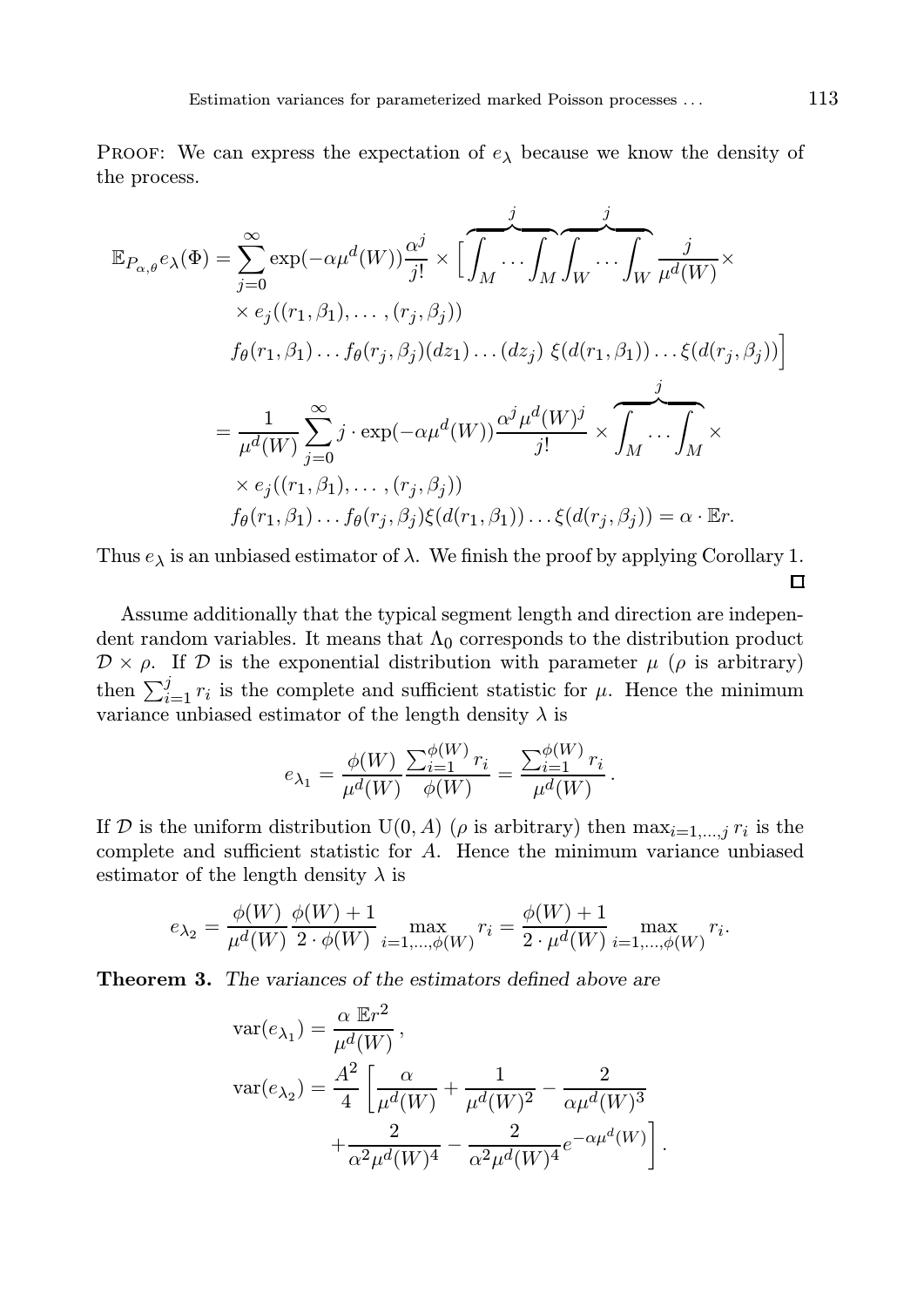PROOF: We can express the expectation of $e_\lambda$ because we know the density of the process.

$$
\begin{aligned}
\mathbb{E}_{P_{\alpha,\theta}} e_\lambda(\Phi) = \sum_{j=0}^{\infty} \exp(-\alpha \mu^d(W)) \frac{\alpha^j}{j!} \times \Big[ \overbrace{\int_M \dots \int_M}^{j} \overbrace{\int_W \dots \int_W}^{j} \frac{j}{\mu^d(W)} \times \\
\times e_j((r_1, \beta_1), \dots, (r_j, \beta_j)) \\
f_\theta(r_1, \beta_1) \dots f_\theta(r_j, \beta_j) (dz_1) \dots (dz_j) \; \xi(d(r_1, \beta_1)) \dots \xi(d(r_j, \beta_j)) \Big] \\
= \frac{1}{\mu^d(W)} \sum_{j=0}^{\infty} j \cdot \exp(-\alpha \mu^d(W)) \frac{\alpha^j \mu^d(W)^j}{j!} \times \overbrace{\int_M \dots \int_M}^{j} \times \\
\times e_j((r_1, \beta_1), \dots, (r_j, \beta_j)) \\
f_\theta(r_1, \beta_1) \dots f_\theta(r_j, \beta_j) \xi(d(r_1, \beta_1)) \dots \xi(d(r_j, \beta_j)) = \alpha \cdot \mathbb{E} r.
\end{aligned}
$$

Thus $e_\lambda$ is an unbiased estimator of $\lambda$. We finish the proof by applying Corollary 1. □

Assume additionally that the typical segment length and direction are independent random variables. It means that $\Lambda_0$ corresponds to the distribution product $\mathcal{D} \times \rho$. If $\mathcal{D}$ is the exponential distribution with parameter $\mu$ ($\rho$ is arbitrary) then $\sum_{i=1}^{j} r_i$ is the complete and sufficient statistic for $\mu$. Hence the minimum variance unbiased estimator of the length density $\lambda$ is

$$
e_{\lambda_1} = \frac{\phi(W)}{\mu^d(W)} \frac{\sum_{i=1}^{\phi(W)} r_i}{\phi(W)} = \frac{\sum_{i=1}^{\phi(W)} r_i}{\mu^d(W)} .
$$

If $\mathcal{D}$ is the uniform distribution $\mathrm{U}(0, A)$ ($\rho$ is arbitrary) then $\max_{i=1,\dots,j} r_i$ is the complete and sufficient statistic for $A$. Hence the minimum variance unbiased estimator of the length density $\lambda$ is

$$
e_{\lambda_2} = \frac{\phi(W)}{\mu^d(W)} \frac{\phi(W)+1}{2 \cdot \phi(W)} \max_{i=1,\dots,\phi(W)} r_i = \frac{\phi(W)+1}{2 \cdot \mu^d(W)} \max_{i=1,\dots,\phi(W)} r_i .
$$

**Theorem 3.** *The variances of the estimators defined above are*

$$
\begin{aligned}
\mathrm{var}(e_{\lambda_1}) &= \frac{\alpha \; \mathbb{E} r^2}{\mu^d(W)} , \\
\mathrm{var}(e_{\lambda_2}) &= \frac{A^2}{4} \left[ \frac{\alpha}{\mu^d(W)} + \frac{1}{\mu^d(W)^2} - \frac{2}{\alpha \mu^d(W)^3} \right. \\
&\quad \left. + \frac{2}{\alpha^2 \mu^d(W)^4} - \frac{2}{\alpha^2 \mu^d(W)^4} e^{-\alpha \mu^d(W)} \right] .
\end{aligned}
$$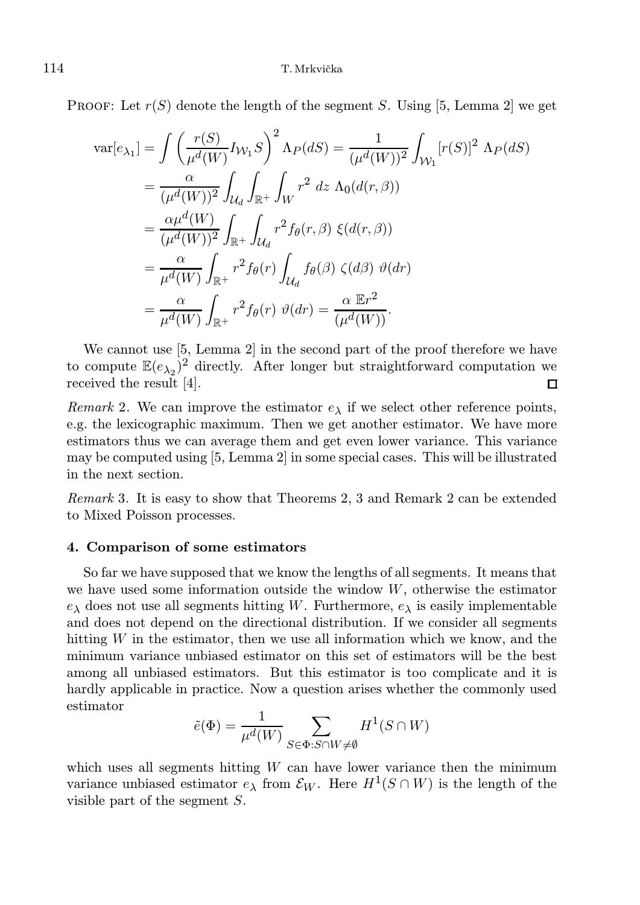PROOF: Let $r(S)$ denote the length of the segment $S$. Using [5, Lemma 2] we get

$$
\begin{aligned}
\operatorname{var}[e_{\lambda_1}] &= \int \left( \frac{r(S)}{\mu^d(W)} I_{\mathcal{W}_1} S \right)^2 \Lambda_P(dS) = \frac{1}{(\mu^d(W))^2} \int_{\mathcal{W}_1} [r(S)]^2 \, \Lambda_P(dS) \\
&= \frac{\alpha}{(\mu^d(W))^2} \int_{\mathcal{U}_d} \int_{\mathbb{R}^+} \int_W r^2 \, dz \, \Lambda_0(d(r,\beta)) \\
&= \frac{\alpha \mu^d(W)}{(\mu^d(W))^2} \int_{\mathbb{R}^+} \int_{\mathcal{U}_d} r^2 f_\theta(r,\beta) \, \xi(d(r,\beta)) \\
&= \frac{\alpha}{\mu^d(W)} \int_{\mathbb{R}^+} r^2 f_\theta(r) \int_{\mathcal{U}_d} f_\theta(\beta) \, \zeta(d\beta) \, \vartheta(dr) \\
&= \frac{\alpha}{\mu^d(W)} \int_{\mathbb{R}^+} r^2 f_\theta(r) \, \vartheta(dr) = \frac{\alpha \, \mathbb{E} r^2}{(\mu^d(W))}.
\end{aligned}
$$

We cannot use [5, Lemma 2] in the second part of the proof therefore we have to compute $\mathbb{E}(e_{\lambda_2})^2$ directly. After longer but straightforward computation we received the result [4]. $\square$

*Remark* 2. We can improve the estimator $e_\lambda$ if we select other reference points, e.g. the lexicographic maximum. Then we get another estimator. We have more estimators thus we can average them and get even lower variance. This variance may be computed using [5, Lemma 2] in some special cases. This will be illustrated in the next section.

*Remark* 3. It is easy to show that Theorems 2, 3 and Remark 2 can be extended to Mixed Poisson processes.

## 4. Comparison of some estimators

So far we have supposed that we know the lengths of all segments. It means that we have used some information outside the window $W$, otherwise the estimator $e_\lambda$ does not use all segments hitting $W$. Furthermore, $e_\lambda$ is easily implementable and does not depend on the directional distribution. If we consider all segments hitting $W$ in the estimator, then we use all information which we know, and the minimum variance unbiased estimator on this set of estimators will be the best among all unbiased estimators. But this estimator is too complicate and it is hardly applicable in practice. Now a question arises whether the commonly used estimator

$$
\tilde{e}(\Phi) = \frac{1}{\mu^d(W)} \sum_{S \in \Phi : S \cap W \neq \emptyset} H^1(S \cap W)
$$

which uses all segments hitting $W$ can have lower variance then the minimum variance unbiased estimator $e_\lambda$ from $\mathcal{E}_W$. Here $H^1(S \cap W)$ is the length of the visible part of the segment $S$.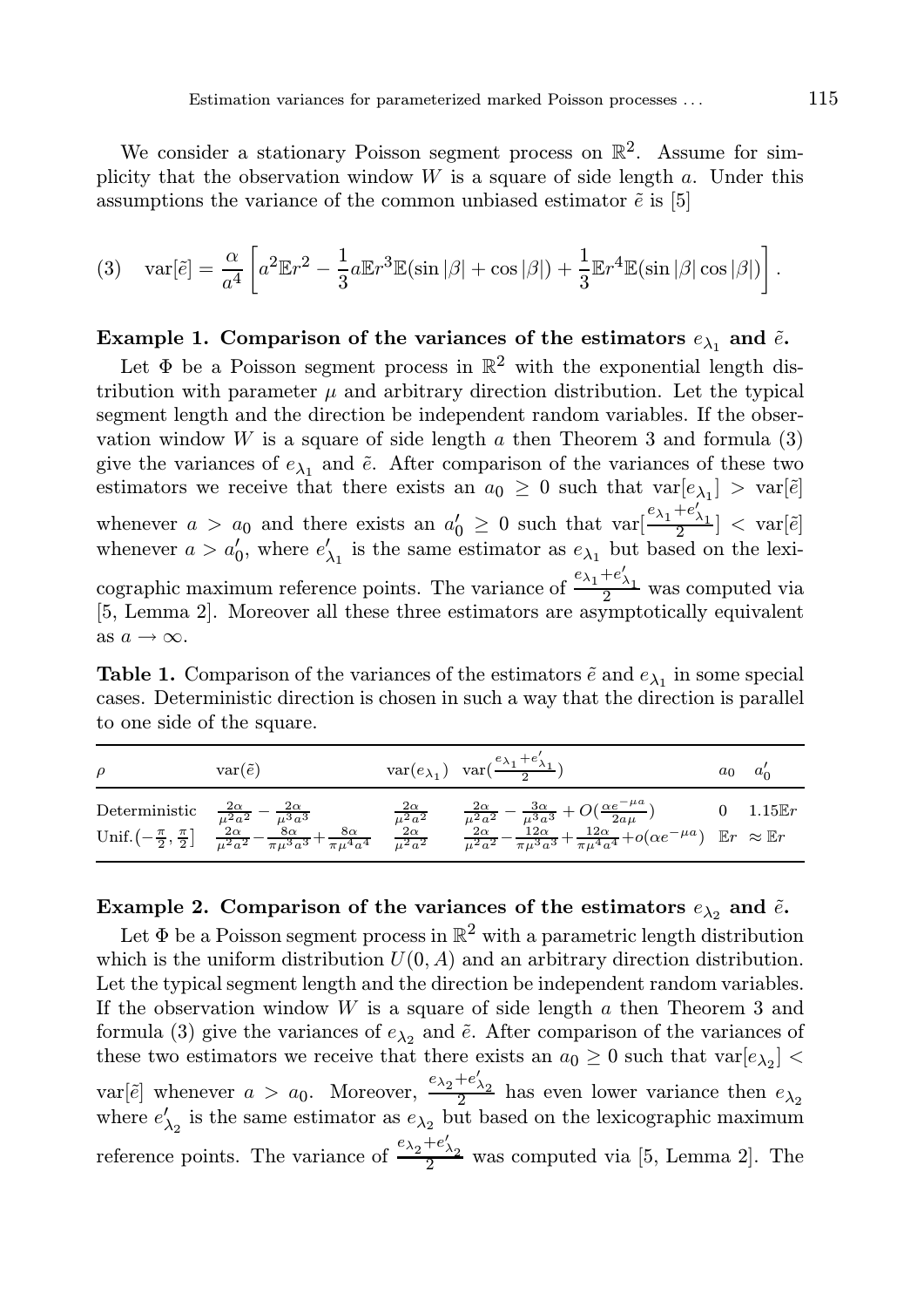We consider a stationary Poisson segment process on $\mathbb{R}^2$. Assume for simplicity that the observation window $W$ is a square of side length $a$. Under this assumptions the variance of the common unbiased estimator $\tilde{e}$ is [5]

$$\text{(3)} \quad \operatorname{var}[\tilde{e}] = \frac{\alpha}{a^4}\left[a^2\mathbb{E}r^2 - \frac{1}{3}a\mathbb{E}r^3\mathbb{E}(\sin|\beta| + \cos|\beta|) + \frac{1}{3}\mathbb{E}r^4\mathbb{E}(\sin|\beta|\cos|\beta|)\right].$$

**Example 1. Comparison of the variances of the estimators $e_{\lambda_1}$ and $\tilde{e}$.**

Let $\Phi$ be a Poisson segment process in $\mathbb{R}^2$ with the exponential length distribution with parameter $\mu$ and arbitrary direction distribution. Let the typical segment length and the direction be independent random variables. If the observation window $W$ is a square of side length $a$ then Theorem 3 and formula (3) give the variances of $e_{\lambda_1}$ and $\tilde{e}$. After comparison of the variances of these two estimators we receive that there exists an $a_0 \geq 0$ such that $\operatorname{var}[e_{\lambda_1}] > \operatorname{var}[\tilde{e}]$ whenever $a > a_0$ and there exists an $a_0' \geq 0$ such that $\operatorname{var}[\frac{e_{\lambda_1}+e'_{\lambda_1}}{2}] < \operatorname{var}[\tilde{e}]$ whenever $a > a_0'$, where $e'_{\lambda_1}$ is the same estimator as $e_{\lambda_1}$ but based on the lexicographic maximum reference points. The variance of $\frac{e_{\lambda_1}+e'_{\lambda_1}}{2}$ was computed via [5, Lemma 2]. Moreover all these three estimators are asymptotically equivalent as $a \to \infty$.

**Table 1.** Comparison of the variances of the estimators $\tilde{e}$ and $e_{\lambda_1}$ in some special cases. Deterministic direction is chosen in such a way that the direction is parallel to one side of the square.

| $\rho$ | $\operatorname{var}(\tilde{e})$ | $\operatorname{var}(e_{\lambda_1})$ | $\operatorname{var}(\frac{e_{\lambda_1}+e'_{\lambda_1}}{2})$ | $a_0$ | $a_0'$ |
|---|---|---|---|---|---|
| Deterministic | $\frac{2\alpha}{\mu^2a^2} - \frac{2\alpha}{\mu^3a^3}$ | $\frac{2\alpha}{\mu^2a^2}$ | $\frac{2\alpha}{\mu^2a^2} - \frac{3\alpha}{\mu^3a^3} + O(\frac{\alpha e^{-\mu a}}{2a\mu})$ | 0 | $1.15\mathbb{E}r$ |
| Unif. $(-\frac{\pi}{2}, \frac{\pi}{2}]$ | $\frac{2\alpha}{\mu^2a^2} - \frac{8\alpha}{\pi\mu^3a^3} + \frac{8\alpha}{\pi\mu^4a^4}$ | $\frac{2\alpha}{\mu^2a^2}$ | $\frac{2\alpha}{\mu^2a^2} - \frac{12\alpha}{\pi\mu^3a^3} + \frac{12\alpha}{\pi\mu^4a^4} + o(\alpha e^{-\mu a})$ | $\mathbb{E}r$ | $\approx \mathbb{E}r$ |

**Example 2. Comparison of the variances of the estimators $e_{\lambda_2}$ and $\tilde{e}$.**

Let $\Phi$ be a Poisson segment process in $\mathbb{R}^2$ with a parametric length distribution which is the uniform distribution $U(0, A)$ and an arbitrary direction distribution. Let the typical segment length and the direction be independent random variables. If the observation window $W$ is a square of side length $a$ then Theorem 3 and formula (3) give the variances of $e_{\lambda_2}$ and $\tilde{e}$. After comparison of the variances of these two estimators we receive that there exists an $a_0 \geq 0$ such that $\operatorname{var}[e_{\lambda_2}] < \operatorname{var}[\tilde{e}]$ whenever $a > a_0$. Moreover, $\frac{e_{\lambda_2}+e'_{\lambda_2}}{2}$ has even lower variance then $e_{\lambda_2}$ where $e'_{\lambda_2}$ is the same estimator as $e_{\lambda_2}$ but based on the lexicographic maximum reference points. The variance of $\frac{e_{\lambda_2}+e'_{\lambda_2}}{2}$ was computed via [5, Lemma 2]. The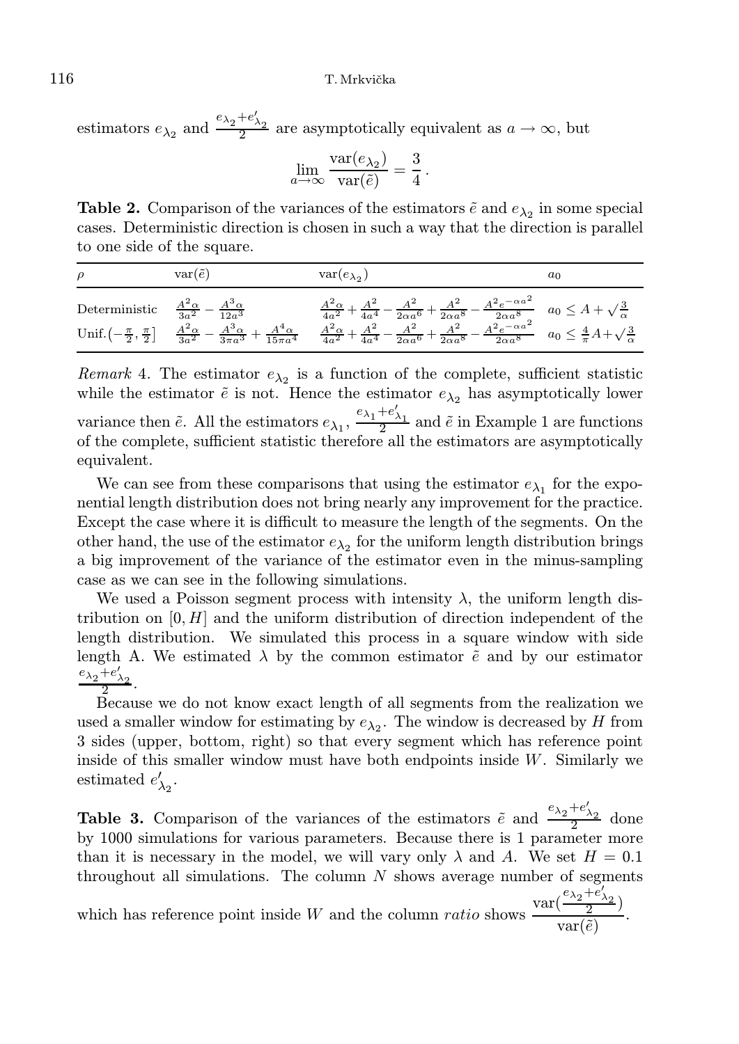estimators $e_{\lambda_2}$ and $\frac{e_{\lambda_2}+e'_{\lambda_2}}{2}$ are asymptotically equivalent as $a \to \infty$, but

$$\lim_{a\to\infty} \frac{\mathrm{var}(e_{\lambda_2})}{\mathrm{var}(\tilde{e})} = \frac{3}{4}\,.$$

**Table 2.** Comparison of the variances of the estimators $\tilde{e}$ and $e_{\lambda_2}$ in some special cases. Deterministic direction is chosen in such a way that the direction is parallel to one side of the square.

| $\rho$ | $\mathrm{var}(\tilde{e})$ | $\mathrm{var}(e_{\lambda_2})$ | $a_0$ |
|---|---|---|---|
| Deterministic | $\frac{A^2\alpha}{3a^2} - \frac{A^3\alpha}{12a^3}$ | $\frac{A^2\alpha}{4a^2} + \frac{A^2}{4a^4} - \frac{A^2}{2\alpha a^6} + \frac{A^2}{2\alpha a^8} - \frac{A^2 e^{-\alpha a^2}}{2\alpha a^8}$ | $a_0 \le A + \sqrt{\frac{3}{\alpha}}$ |
| Unif. $(-\frac{\pi}{2}, \frac{\pi}{2}]$ | $\frac{A^2\alpha}{3a^2} - \frac{A^3\alpha}{3\pi a^3} + \frac{A^4\alpha}{15\pi a^4}$ | $\frac{A^2\alpha}{4a^2} + \frac{A^2}{4a^4} - \frac{A^2}{2\alpha a^6} + \frac{A^2}{2\alpha a^8} - \frac{A^2 e^{-\alpha a^2}}{2\alpha a^8}$ | $a_0 \le \frac{4}{\pi}A + \sqrt{\frac{3}{\alpha}}$ |

*Remark* 4. The estimator $e_{\lambda_2}$ is a function of the complete, sufficient statistic while the estimator $\tilde{e}$ is not. Hence the estimator $e_{\lambda_2}$ has asymptotically lower variance then $\tilde{e}$. All the estimators $e_{\lambda_1}$, $\frac{e_{\lambda_1}+e'_{\lambda_1}}{2}$ and $\tilde{e}$ in Example 1 are functions of the complete, sufficient statistic therefore all the estimators are asymptotically equivalent.

We can see from these comparisons that using the estimator $e_{\lambda_1}$ for the exponential length distribution does not bring nearly any improvement for the practice. Except the case where it is difficult to measure the length of the segments. On the other hand, the use of the estimator $e_{\lambda_2}$ for the uniform length distribution brings a big improvement of the variance of the estimator even in the minus-sampling case as we can see in the following simulations.

We used a Poisson segment process with intensity $\lambda$, the uniform length distribution on $[0, H]$ and the uniform distribution of direction independent of the length distribution. We simulated this process in a square window with side length A. We estimated $\lambda$ by the common estimator $\tilde{e}$ and by our estimator $\frac{e_{\lambda_2}+e'_{\lambda_2}}{2}$.

Because we do not know exact length of all segments from the realization we used a smaller window for estimating by $e_{\lambda_2}$. The window is decreased by $H$ from 3 sides (upper, bottom, right) so that every segment which has reference point inside of this smaller window must have both endpoints inside $W$. Similarly we estimated $e'_{\lambda_2}$.

**Table 3.** Comparison of the variances of the estimators $\tilde{e}$ and $\frac{e_{\lambda_2}+e'_{\lambda_2}}{2}$ done by 1000 simulations for various parameters. Because there is 1 parameter more than it is necessary in the model, we will vary only $\lambda$ and $A$. We set $H = 0.1$ throughout all simulations. The column $N$ shows average number of segments which has reference point inside $W$ and the column *ratio* shows $\frac{\mathrm{var}(\frac{e_{\lambda_2}+e'_{\lambda_2}}{2})}{\mathrm{var}(\tilde{e})}$.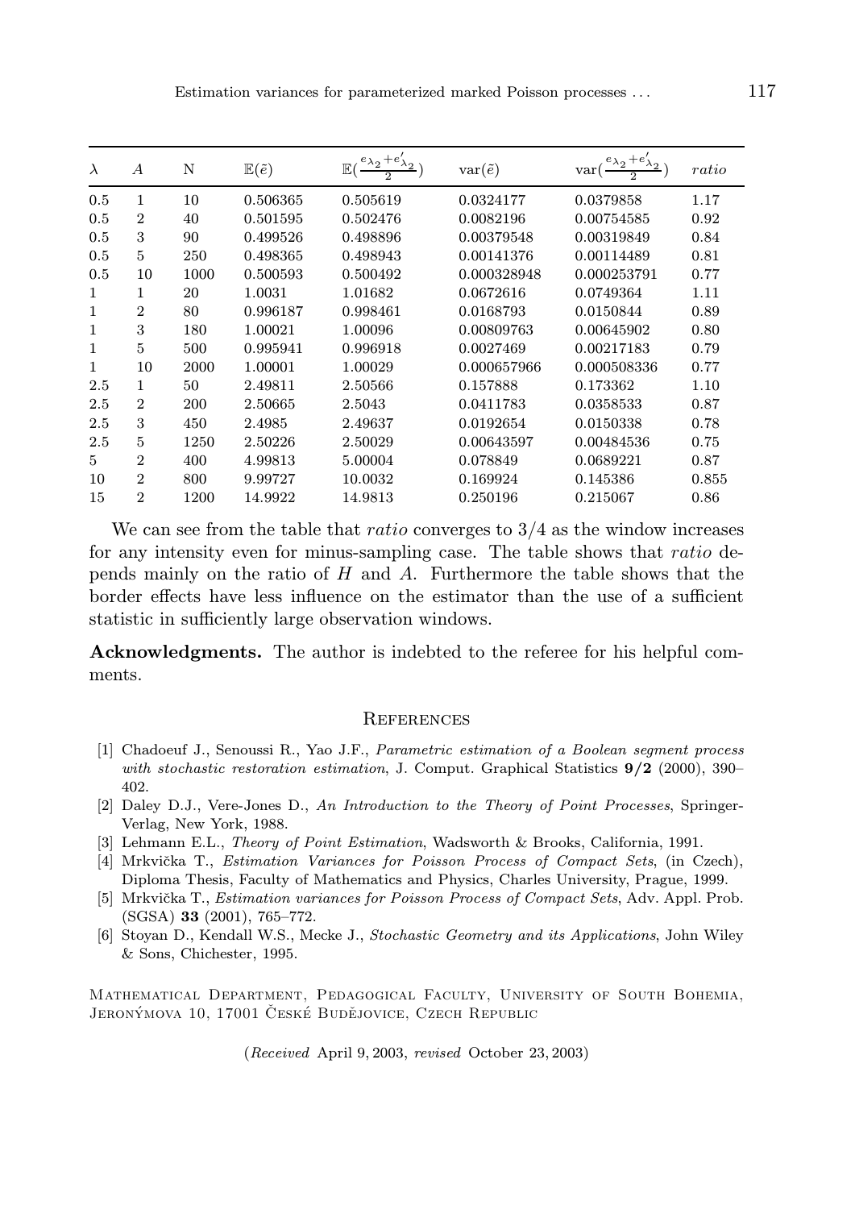| $\lambda$ | $A$ | N | $\mathbb{E}(\tilde{e})$ | $\mathbb{E}(\frac{e_{\lambda_2}+e'_{\lambda_2}}{2})$ | $\mathrm{var}(\tilde{e})$ | $\mathrm{var}(\frac{e_{\lambda_2}+e'_{\lambda_2}}{2})$ | *ratio* |
|---|---|---|---|---|---|---|---|
| 0.5 | 1 | 10 | 0.506365 | 0.505619 | 0.0324177 | 0.0379858 | 1.17 |
| 0.5 | 2 | 40 | 0.501595 | 0.502476 | 0.0082196 | 0.00754585 | 0.92 |
| 0.5 | 3 | 90 | 0.499526 | 0.498896 | 0.00379548 | 0.00319849 | 0.84 |
| 0.5 | 5 | 250 | 0.498365 | 0.498943 | 0.00141376 | 0.00114489 | 0.81 |
| 0.5 | 10 | 1000 | 0.500593 | 0.500492 | 0.000328948 | 0.000253791 | 0.77 |
| 1 | 1 | 20 | 1.0031 | 1.01682 | 0.0672616 | 0.0749364 | 1.11 |
| 1 | 2 | 80 | 0.996187 | 0.998461 | 0.0168793 | 0.0150844 | 0.89 |
| 1 | 3 | 180 | 1.00021 | 1.00096 | 0.00809763 | 0.00645902 | 0.80 |
| 1 | 5 | 500 | 0.995941 | 0.996918 | 0.0027469 | 0.00217183 | 0.79 |
| 1 | 10 | 2000 | 1.00001 | 1.00029 | 0.000657966 | 0.000508336 | 0.77 |
| 2.5 | 1 | 50 | 2.49811 | 2.50566 | 0.157888 | 0.173362 | 1.10 |
| 2.5 | 2 | 200 | 2.50665 | 2.5043 | 0.0411783 | 0.0358533 | 0.87 |
| 2.5 | 3 | 450 | 2.4985 | 2.49637 | 0.0192654 | 0.0150338 | 0.78 |
| 2.5 | 5 | 1250 | 2.50226 | 2.50029 | 0.00643597 | 0.00484536 | 0.75 |
| 5 | 2 | 400 | 4.99813 | 5.00004 | 0.078849 | 0.0689221 | 0.87 |
| 10 | 2 | 800 | 9.99727 | 10.0032 | 0.169924 | 0.145386 | 0.855 |
| 15 | 2 | 1200 | 14.9922 | 14.9813 | 0.250196 | 0.215067 | 0.86 |

We can see from the table that *ratio* converges to $3/4$ as the window increases for any intensity even for minus-sampling case. The table shows that *ratio* depends mainly on the ratio of $H$ and $A$. Furthermore the table shows that the border effects have less influence on the estimator than the use of a sufficient statistic in sufficiently large observation windows.

**Acknowledgments.** The author is indebted to the referee for his helpful comments.

## References

[1] Chadoeuf J., Senoussi R., Yao J.F., *Parametric estimation of a Boolean segment process with stochastic restoration estimation*, J. Comput. Graphical Statistics **9/2** (2000), 390–402.

[2] Daley D.J., Vere-Jones D., *An Introduction to the Theory of Point Processes*, Springer-Verlag, New York, 1988.

[3] Lehmann E.L., *Theory of Point Estimation*, Wadsworth & Brooks, California, 1991.

[4] Mrkvička T., *Estimation Variances for Poisson Process of Compact Sets*, (in Czech), Diploma Thesis, Faculty of Mathematics and Physics, Charles University, Prague, 1999.

[5] Mrkvička T., *Estimation variances for Poisson Process of Compact Sets*, Adv. Appl. Prob. (SGSA) **33** (2001), 765–772.

[6] Stoyan D., Kendall W.S., Mecke J., *Stochastic Geometry and its Applications*, John Wiley & Sons, Chichester, 1995.

Mathematical Department, Pedagogical Faculty, University of South Bohemia, Jeronýmova 10, 17001 České Budějovice, Czech Republic

(*Received* April 9, 2003, *revised* October 23, 2003)